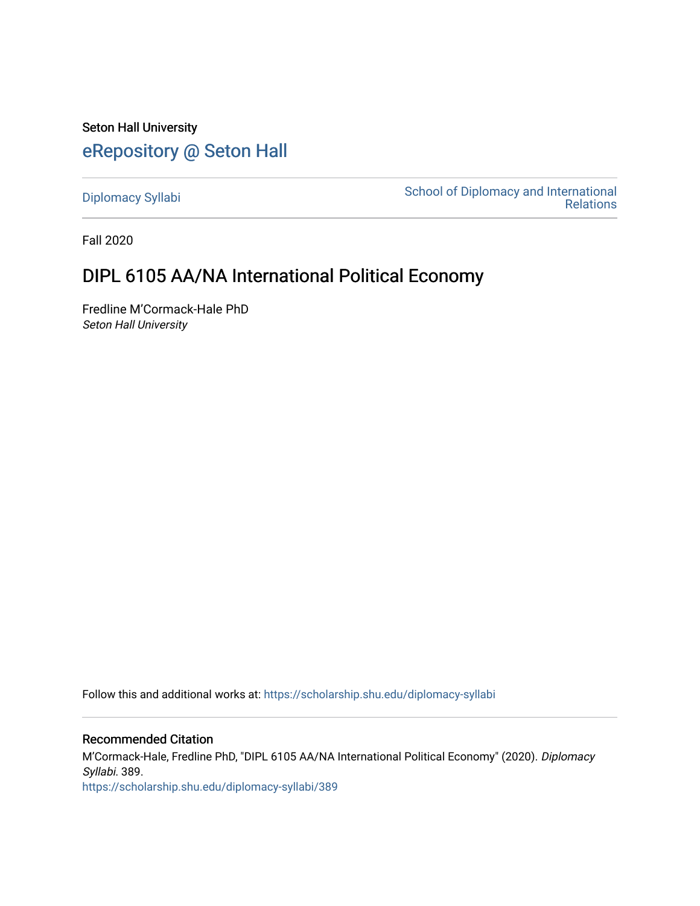Seton Hall University

# eRepository @ Seton Hall

Diplomacy Syllabi

School of Diplomacy and International Relations

Fall 2020

## DIPL 6105 AA/NA International Political Economy

Fredline M'Cormack-Hale PhD
*Seton Hall University*

Follow this and additional works at: https://scholarship.shu.edu/diplomacy-syllabi

### Recommended Citation

M'Cormack-Hale, Fredline PhD, "DIPL 6105 AA/NA International Political Economy" (2020). *Diplomacy Syllabi*. 389.
https://scholarship.shu.edu/diplomacy-syllabi/389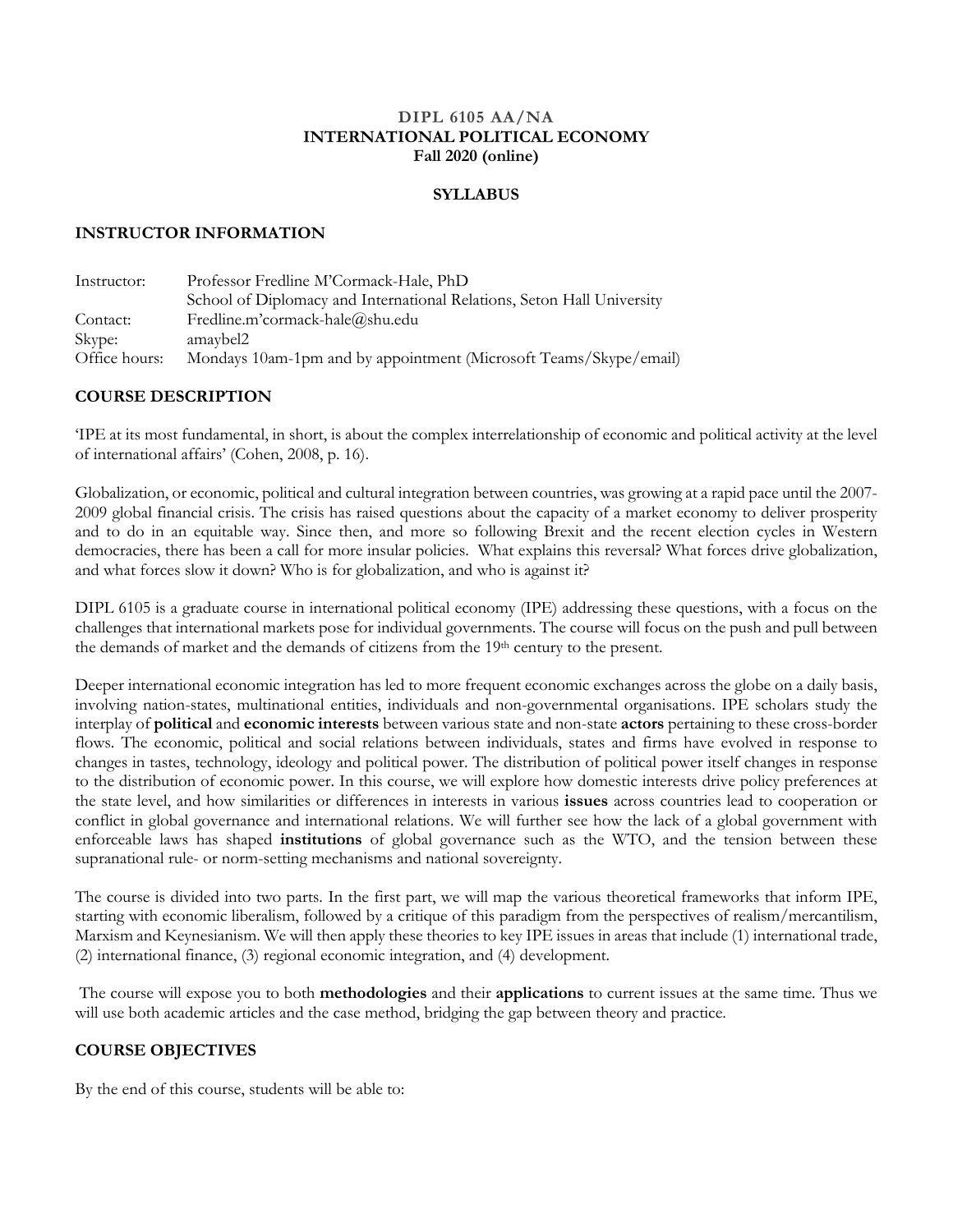**DIPL 6105 AA/NA**
**INTERNATIONAL POLITICAL ECONOMY**
**Fall 2020 (online)**

**SYLLABUS**

## INSTRUCTOR INFORMATION

| | |
|---|---|
| Instructor: | Professor Fredline M'Cormack-Hale, PhD<br>School of Diplomacy and International Relations, Seton Hall University |
| Contact: | Fredline.m'cormack-hale@shu.edu |
| Skype: | amaybel2 |
| Office hours: | Mondays 10am-1pm and by appointment (Microsoft Teams/Skype/email) |

## COURSE DESCRIPTION

'IPE at its most fundamental, in short, is about the complex interrelationship of economic and political activity at the level of international affairs' (Cohen, 2008, p. 16).

Globalization, or economic, political and cultural integration between countries, was growing at a rapid pace until the 2007-2009 global financial crisis. The crisis has raised questions about the capacity of a market economy to deliver prosperity and to do in an equitable way. Since then, and more so following Brexit and the recent election cycles in Western democracies, there has been a call for more insular policies. What explains this reversal? What forces drive globalization, and what forces slow it down? Who is for globalization, and who is against it?

DIPL 6105 is a graduate course in international political economy (IPE) addressing these questions, with a focus on the challenges that international markets pose for individual governments. The course will focus on the push and pull between the demands of market and the demands of citizens from the 19th century to the present.

Deeper international economic integration has led to more frequent economic exchanges across the globe on a daily basis, involving nation-states, multinational entities, individuals and non-governmental organisations. IPE scholars study the interplay of **political** and **economic interests** between various state and non-state **actors** pertaining to these cross-border flows. The economic, political and social relations between individuals, states and firms have evolved in response to changes in tastes, technology, ideology and political power. The distribution of political power itself changes in response to the distribution of economic power. In this course, we will explore how domestic interests drive policy preferences at the state level, and how similarities or differences in interests in various **issues** across countries lead to cooperation or conflict in global governance and international relations. We will further see how the lack of a global government with enforceable laws has shaped **institutions** of global governance such as the WTO, and the tension between these supranational rule- or norm-setting mechanisms and national sovereignty.

The course is divided into two parts. In the first part, we will map the various theoretical frameworks that inform IPE, starting with economic liberalism, followed by a critique of this paradigm from the perspectives of realism/mercantilism, Marxism and Keynesianism. We will then apply these theories to key IPE issues in areas that include (1) international trade, (2) international finance, (3) regional economic integration, and (4) development.

The course will expose you to both **methodologies** and their **applications** to current issues at the same time. Thus we will use both academic articles and the case method, bridging the gap between theory and practice.

## COURSE OBJECTIVES

By the end of this course, students will be able to: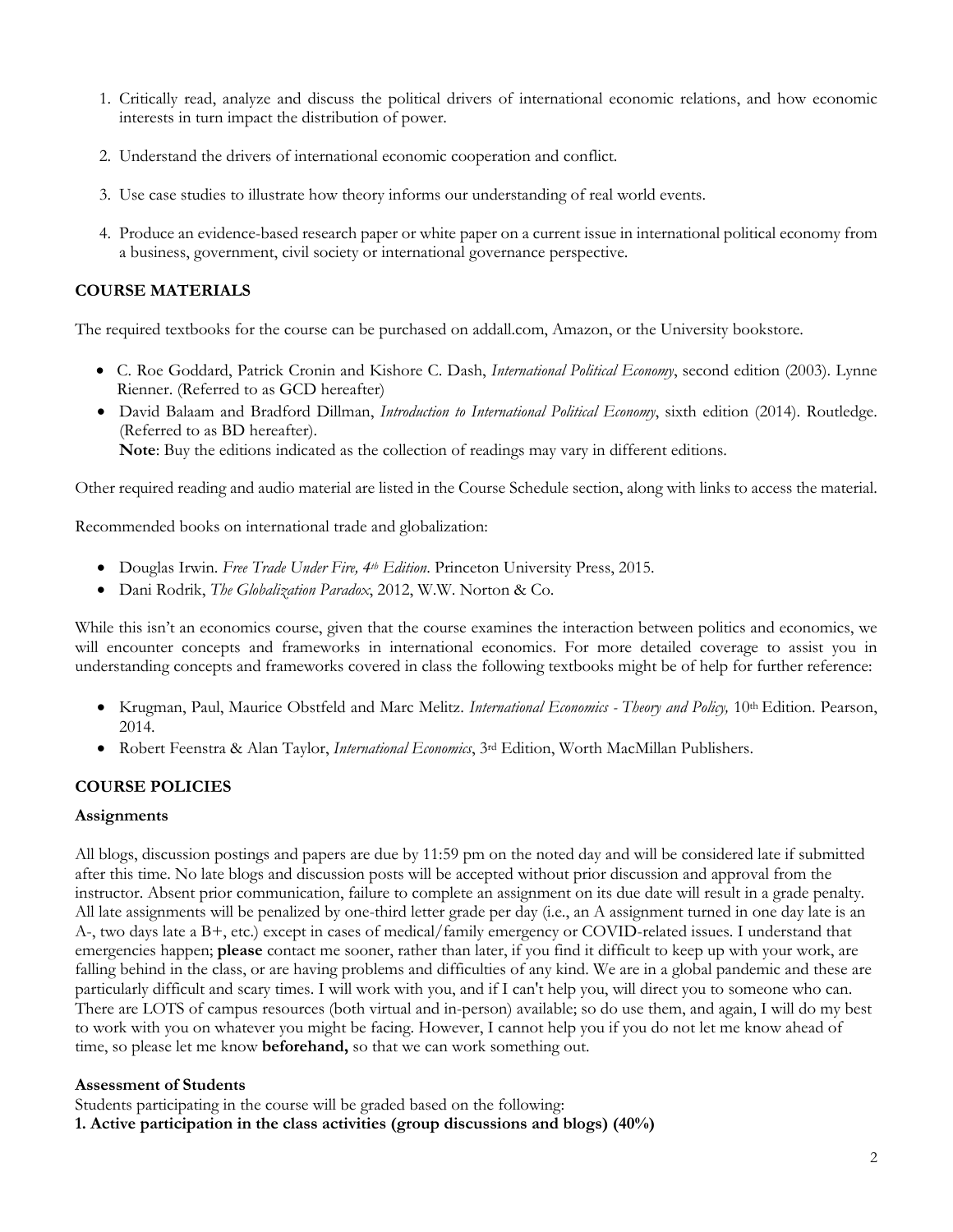1. Critically read, analyze and discuss the political drivers of international economic relations, and how economic interests in turn impact the distribution of power.

2. Understand the drivers of international economic cooperation and conflict.

3. Use case studies to illustrate how theory informs our understanding of real world events.

4. Produce an evidence-based research paper or white paper on a current issue in international political economy from a business, government, civil society or international governance perspective.

## COURSE MATERIALS

The required textbooks for the course can be purchased on addall.com, Amazon, or the University bookstore.

- C. Roe Goddard, Patrick Cronin and Kishore C. Dash, *International Political Economy*, second edition (2003). Lynne Rienner. (Referred to as GCD hereafter)
- David Balaam and Bradford Dillman, *Introduction to International Political Economy*, sixth edition (2014). Routledge. (Referred to as BD hereafter).
  **Note**: Buy the editions indicated as the collection of readings may vary in different editions.

Other required reading and audio material are listed in the Course Schedule section, along with links to access the material.

Recommended books on international trade and globalization:

- Douglas Irwin. *Free Trade Under Fire, 4th Edition*. Princeton University Press, 2015.
- Dani Rodrik, *The Globalization Paradox*, 2012, W.W. Norton & Co.

While this isn't an economics course, given that the course examines the interaction between politics and economics, we will encounter concepts and frameworks in international economics. For more detailed coverage to assist you in understanding concepts and frameworks covered in class the following textbooks might be of help for further reference:

- Krugman, Paul, Maurice Obstfeld and Marc Melitz. *International Economics - Theory and Policy,* 10th Edition. Pearson, 2014.
- Robert Feenstra & Alan Taylor, *International Economics*, 3rd Edition, Worth MacMillan Publishers.

## COURSE POLICIES

### Assignments

All blogs, discussion postings and papers are due by 11:59 pm on the noted day and will be considered late if submitted after this time. No late blogs and discussion posts will be accepted without prior discussion and approval from the instructor. Absent prior communication, failure to complete an assignment on its due date will result in a grade penalty. All late assignments will be penalized by one-third letter grade per day (i.e., an A assignment turned in one day late is an A-, two days late a B+, etc.) except in cases of medical/family emergency or COVID-related issues. I understand that emergencies happen; **please** contact me sooner, rather than later, if you find it difficult to keep up with your work, are falling behind in the class, or are having problems and difficulties of any kind. We are in a global pandemic and these are particularly difficult and scary times. I will work with you, and if I can't help you, will direct you to someone who can. There are LOTS of campus resources (both virtual and in-person) available; so do use them, and again, I will do my best to work with you on whatever you might be facing. However, I cannot help you if you do not let me know ahead of time, so please let me know **beforehand,** so that we can work something out.

### Assessment of Students

Students participating in the course will be graded based on the following:

**1. Active participation in the class activities (group discussions and blogs) (40%)**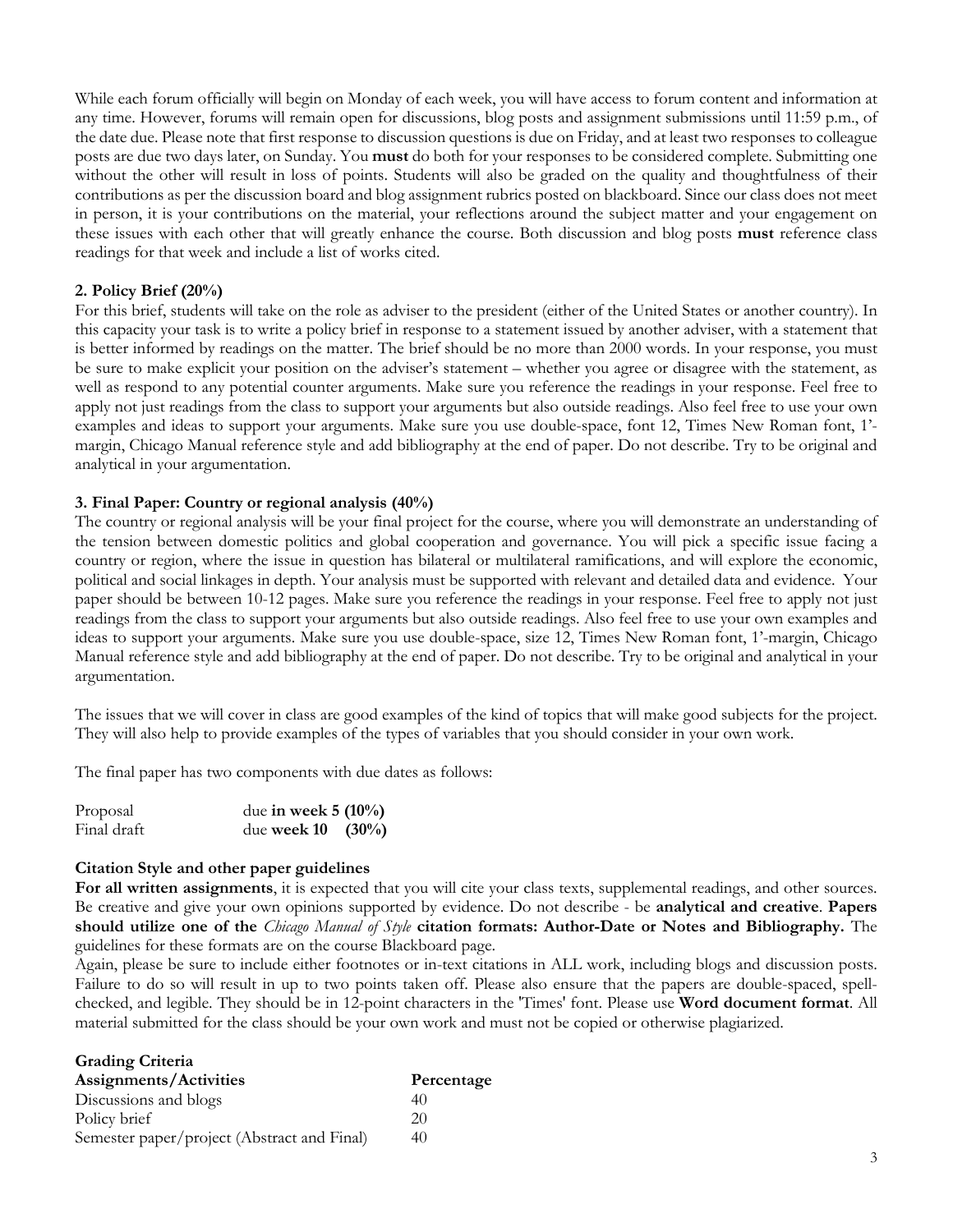While each forum officially will begin on Monday of each week, you will have access to forum content and information at any time. However, forums will remain open for discussions, blog posts and assignment submissions until 11:59 p.m., of the date due. Please note that first response to discussion questions is due on Friday, and at least two responses to colleague posts are due two days later, on Sunday. You **must** do both for your responses to be considered complete. Submitting one without the other will result in loss of points. Students will also be graded on the quality and thoughtfulness of their contributions as per the discussion board and blog assignment rubrics posted on blackboard. Since our class does not meet in person, it is your contributions on the material, your reflections around the subject matter and your engagement on these issues with each other that will greatly enhance the course. Both discussion and blog posts **must** reference class readings for that week and include a list of works cited.

### 2. Policy Brief (20%)

For this brief, students will take on the role as adviser to the president (either of the United States or another country). In this capacity your task is to write a policy brief in response to a statement issued by another adviser, with a statement that is better informed by readings on the matter. The brief should be no more than 2000 words. In your response, you must be sure to make explicit your position on the adviser's statement – whether you agree or disagree with the statement, as well as respond to any potential counter arguments. Make sure you reference the readings in your response. Feel free to apply not just readings from the class to support your arguments but also outside readings. Also feel free to use your own examples and ideas to support your arguments. Make sure you use double-space, font 12, Times New Roman font, 1'-margin, Chicago Manual reference style and add bibliography at the end of paper. Do not describe. Try to be original and analytical in your argumentation.

### 3. Final Paper: Country or regional analysis (40%)

The country or regional analysis will be your final project for the course, where you will demonstrate an understanding of the tension between domestic politics and global cooperation and governance. You will pick a specific issue facing a country or region, where the issue in question has bilateral or multilateral ramifications, and will explore the economic, political and social linkages in depth. Your analysis must be supported with relevant and detailed data and evidence. Your paper should be between 10-12 pages. Make sure you reference the readings in your response. Feel free to apply not just readings from the class to support your arguments but also outside readings. Also feel free to use your own examples and ideas to support your arguments. Make sure you use double-space, size 12, Times New Roman font, 1'-margin, Chicago Manual reference style and add bibliography at the end of paper. Do not describe. Try to be original and analytical in your argumentation.

The issues that we will cover in class are good examples of the kind of topics that will make good subjects for the project. They will also help to provide examples of the types of variables that you should consider in your own work.

The final paper has two components with due dates as follows:

| | |
|---|---|
| Proposal | due **in week 5 (10%)** |
| Final draft | due **week 10 (30%)** |

### Citation Style and other paper guidelines

**For all written assignments**, it is expected that you will cite your class texts, supplemental readings, and other sources. Be creative and give your own opinions supported by evidence. Do not describe - be **analytical and creative**. **Papers should utilize one of the *Chicago Manual of Style* citation formats: Author-Date or Notes and Bibliography.** The guidelines for these formats are on the course Blackboard page.

Again, please be sure to include either footnotes or in-text citations in ALL work, including blogs and discussion posts. Failure to do so will result in up to two points taken off. Please also ensure that the papers are double-spaced, spell-checked, and legible. They should be in 12-point characters in the 'Times' font. Please use **Word document format**. All material submitted for the class should be your own work and must not be copied or otherwise plagiarized.

### Grading Criteria

| **Assignments/Activities** | **Percentage** |
|---|---|
| Discussions and blogs | 40 |
| Policy brief | 20 |
| Semester paper/project (Abstract and Final) | 40 |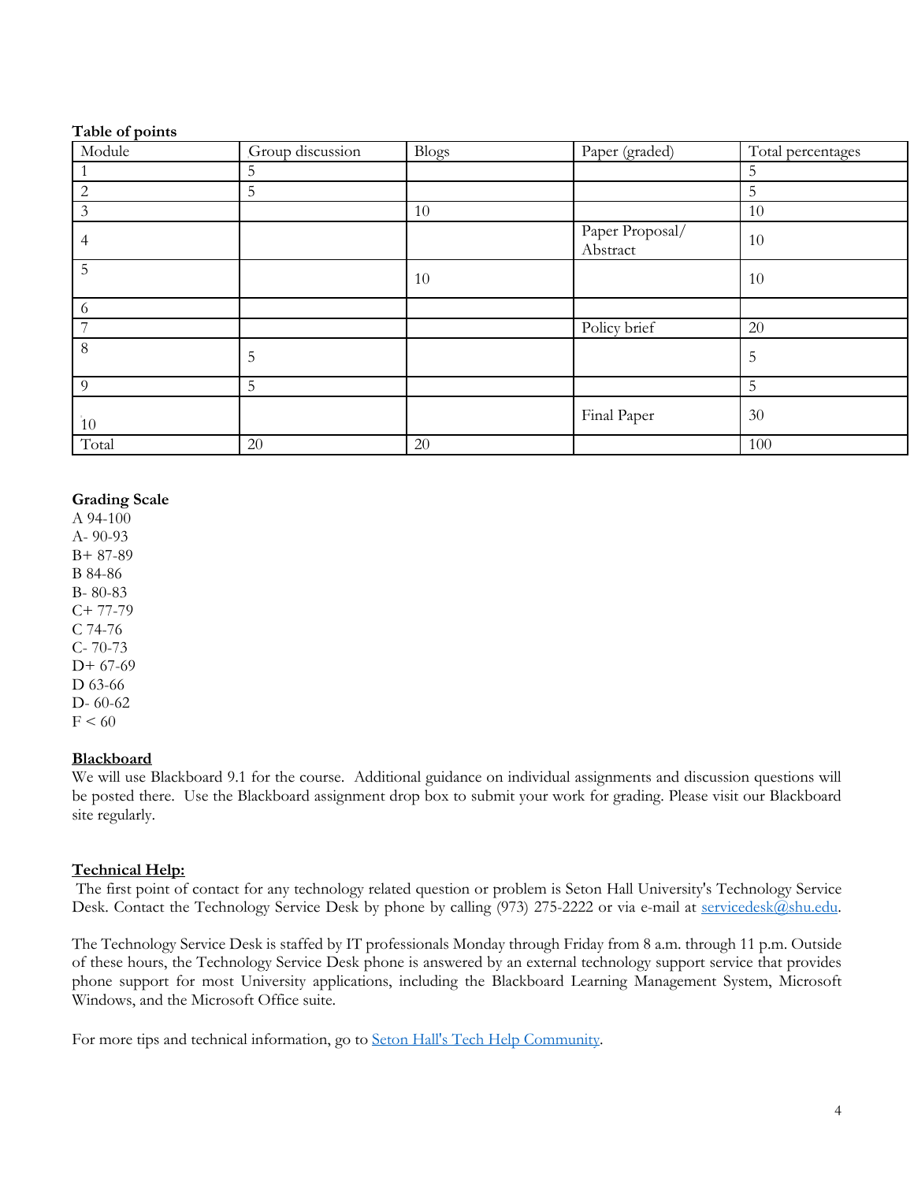**Table of points**

| Module | Group discussion | Blogs | Paper (graded) | Total percentages |
|---|---|---|---|---|
| 1 | 5 | | | 5 |
| 2 | 5 | | | 5 |
| 3 | | 10 | | 10 |
| 4 | | | Paper Proposal/ Abstract | 10 |
| 5 | | 10 | | 10 |
| 6 | | | | |
| 7 | | | Policy brief | 20 |
| 8 | 5 | | | 5 |
| 9 | 5 | | | 5 |
| 10 | | | Final Paper | 30 |
| Total | 20 | 20 | | 100 |

**Grading Scale**

A 94-100
A- 90-93
B+ 87-89
B 84-86
B- 80-83
C+ 77-79
C 74-76
C- 70-73
D+ 67-69
D 63-66
D- 60-62
F < 60

**Blackboard**

We will use Blackboard 9.1 for the course. Additional guidance on individual assignments and discussion questions will be posted there. Use the Blackboard assignment drop box to submit your work for grading. Please visit our Blackboard site regularly.

**Technical Help:**

The first point of contact for any technology related question or problem is Seton Hall University's Technology Service Desk. Contact the Technology Service Desk by phone by calling (973) 275-2222 or via e-mail at servicedesk@shu.edu.

The Technology Service Desk is staffed by IT professionals Monday through Friday from 8 a.m. through 11 p.m. Outside of these hours, the Technology Service Desk phone is answered by an external technology support service that provides phone support for most University applications, including the Blackboard Learning Management System, Microsoft Windows, and the Microsoft Office suite.

For more tips and technical information, go to Seton Hall's Tech Help Community.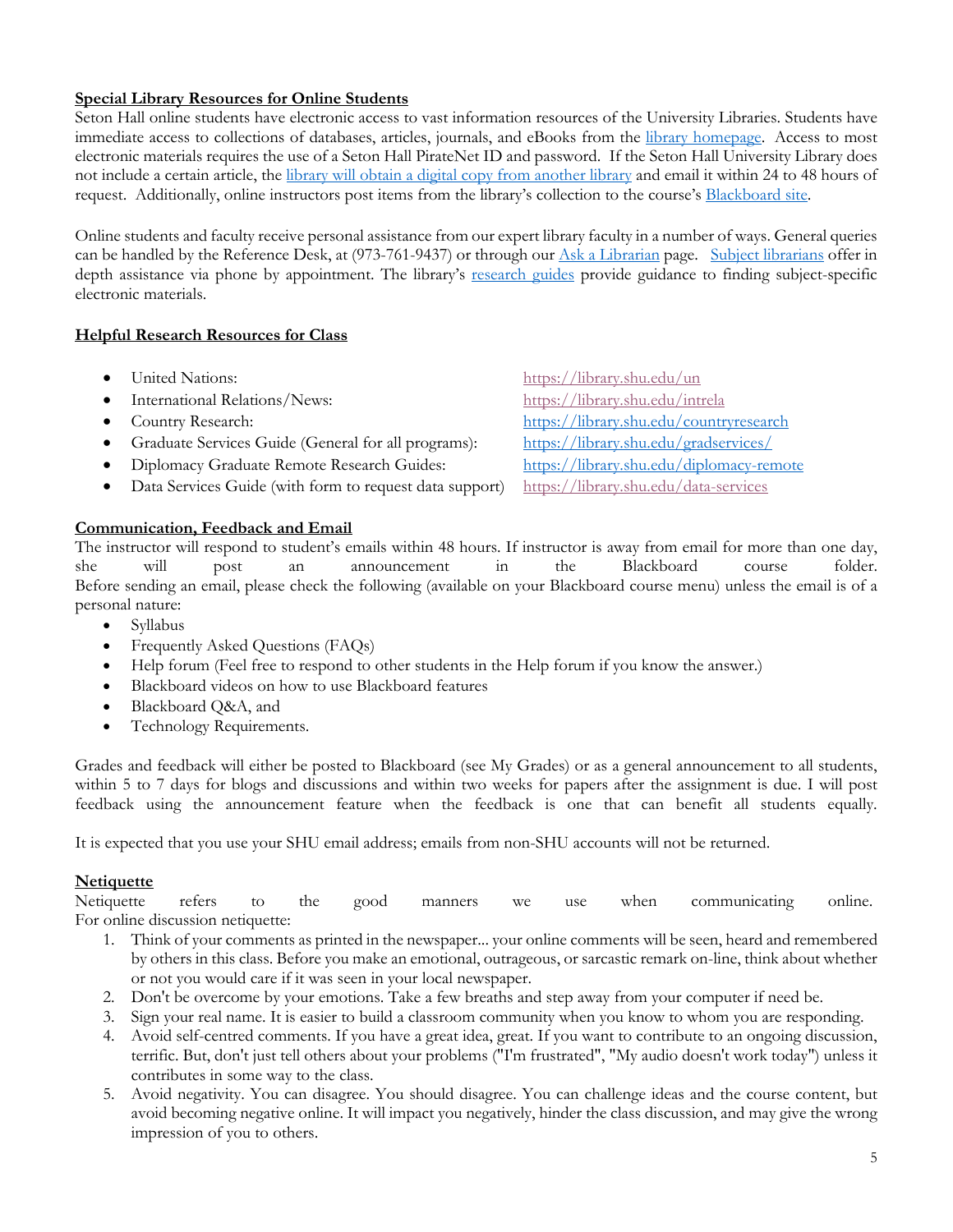**Special Library Resources for Online Students**

Seton Hall online students have electronic access to vast information resources of the University Libraries. Students have immediate access to collections of databases, articles, journals, and eBooks from the library homepage. Access to most electronic materials requires the use of a Seton Hall PirateNet ID and password. If the Seton Hall University Library does not include a certain article, the library will obtain a digital copy from another library and email it within 24 to 48 hours of request. Additionally, online instructors post items from the library's collection to the course's Blackboard site.

Online students and faculty receive personal assistance from our expert library faculty in a number of ways. General queries can be handled by the Reference Desk, at (973-761-9437) or through our Ask a Librarian page. Subject librarians offer in depth assistance via phone by appointment. The library's research guides provide guidance to finding subject-specific electronic materials.

**Helpful Research Resources for Class**

- United Nations: https://library.shu.edu/un
- International Relations/News: https://library.shu.edu/intrela
- Country Research: https://library.shu.edu/countryresearch
- Graduate Services Guide (General for all programs): https://library.shu.edu/gradservices/
- Diplomacy Graduate Remote Research Guides: https://library.shu.edu/diplomacy-remote
- Data Services Guide (with form to request data support) https://library.shu.edu/data-services

**Communication, Feedback and Email**

The instructor will respond to student's emails within 48 hours. If instructor is away from email for more than one day, she will post an announcement in the Blackboard course folder. Before sending an email, please check the following (available on your Blackboard course menu) unless the email is of a personal nature:

- Syllabus
- Frequently Asked Questions (FAQs)
- Help forum (Feel free to respond to other students in the Help forum if you know the answer.)
- Blackboard videos on how to use Blackboard features
- Blackboard Q&A, and
- Technology Requirements.

Grades and feedback will either be posted to Blackboard (see My Grades) or as a general announcement to all students, within 5 to 7 days for blogs and discussions and within two weeks for papers after the assignment is due. I will post feedback using the announcement feature when the feedback is one that can benefit all students equally.

It is expected that you use your SHU email address; emails from non-SHU accounts will not be returned.

**Netiquette**

Netiquette refers to the good manners we use when communicating online. For online discussion netiquette:

1. Think of your comments as printed in the newspaper... your online comments will be seen, heard and remembered by others in this class. Before you make an emotional, outrageous, or sarcastic remark on-line, think about whether or not you would care if it was seen in your local newspaper.
2. Don't be overcome by your emotions. Take a few breaths and step away from your computer if need be.
3. Sign your real name. It is easier to build a classroom community when you know to whom you are responding.
4. Avoid self-centred comments. If you have a great idea, great. If you want to contribute to an ongoing discussion, terrific. But, don't just tell others about your problems ("I'm frustrated", "My audio doesn't work today") unless it contributes in some way to the class.
5. Avoid negativity. You can disagree. You should disagree. You can challenge ideas and the course content, but avoid becoming negative online. It will impact you negatively, hinder the class discussion, and may give the wrong impression of you to others.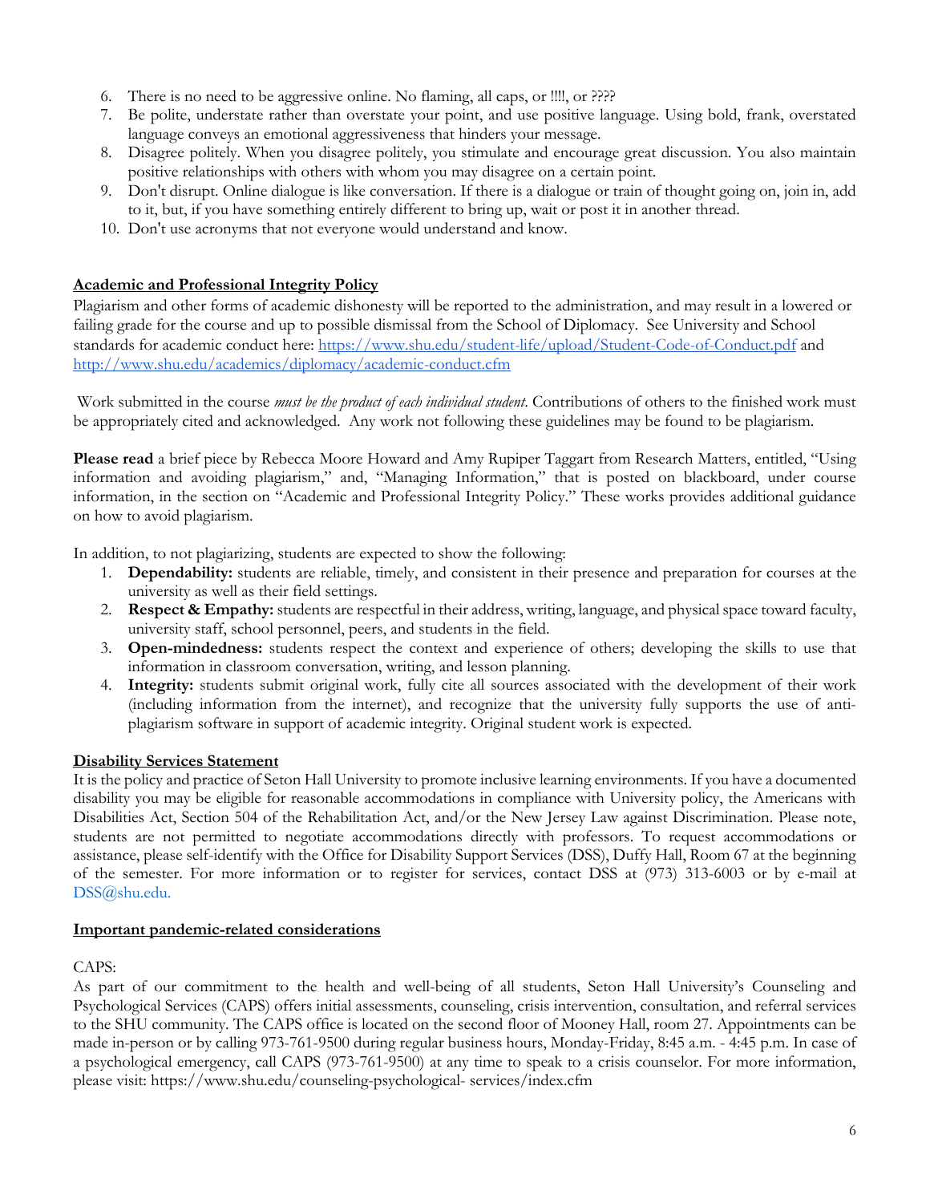6. There is no need to be aggressive online. No flaming, all caps, or !!!!, or ????
7. Be polite, understate rather than overstate your point, and use positive language. Using bold, frank, overstated language conveys an emotional aggressiveness that hinders your message.
8. Disagree politely. When you disagree politely, you stimulate and encourage great discussion. You also maintain positive relationships with others with whom you may disagree on a certain point.
9. Don't disrupt. Online dialogue is like conversation. If there is a dialogue or train of thought going on, join in, add to it, but, if you have something entirely different to bring up, wait or post it in another thread.
10. Don't use acronyms that not everyone would understand and know.

## Academic and Professional Integrity Policy

Plagiarism and other forms of academic dishonesty will be reported to the administration, and may result in a lowered or failing grade for the course and up to possible dismissal from the School of Diplomacy. See University and School standards for academic conduct here: [https://www.shu.edu/student-life/upload/Student-Code-of-Conduct.pdf](https://www.shu.edu/student-life/upload/Student-Code-of-Conduct.pdf) and [http://www.shu.edu/academics/diplomacy/academic-conduct.cfm](http://www.shu.edu/academics/diplomacy/academic-conduct.cfm)

Work submitted in the course *must be the product of each individual student*. Contributions of others to the finished work must be appropriately cited and acknowledged. Any work not following these guidelines may be found to be plagiarism.

**Please read** a brief piece by Rebecca Moore Howard and Amy Rupiper Taggart from Research Matters, entitled, "Using information and avoiding plagiarism," and, "Managing Information," that is posted on blackboard, under course information, in the section on "Academic and Professional Integrity Policy." These works provides additional guidance on how to avoid plagiarism.

In addition, to not plagiarizing, students are expected to show the following:

1. **Dependability:** students are reliable, timely, and consistent in their presence and preparation for courses at the university as well as their field settings.
2. **Respect & Empathy:** students are respectful in their address, writing, language, and physical space toward faculty, university staff, school personnel, peers, and students in the field.
3. **Open-mindedness:** students respect the context and experience of others; developing the skills to use that information in classroom conversation, writing, and lesson planning.
4. **Integrity:** students submit original work, fully cite all sources associated with the development of their work (including information from the internet), and recognize that the university fully supports the use of anti-plagiarism software in support of academic integrity. Original student work is expected.

## Disability Services Statement

It is the policy and practice of Seton Hall University to promote inclusive learning environments. If you have a documented disability you may be eligible for reasonable accommodations in compliance with University policy, the Americans with Disabilities Act, Section 504 of the Rehabilitation Act, and/or the New Jersey Law against Discrimination. Please note, students are not permitted to negotiate accommodations directly with professors. To request accommodations or assistance, please self-identify with the Office for Disability Support Services (DSS), Duffy Hall, Room 67 at the beginning of the semester. For more information or to register for services, contact DSS at (973) 313-6003 or by e-mail at DSS@shu.edu.

## Important pandemic-related considerations

CAPS:

As part of our commitment to the health and well-being of all students, Seton Hall University's Counseling and Psychological Services (CAPS) offers initial assessments, counseling, crisis intervention, consultation, and referral services to the SHU community. The CAPS office is located on the second floor of Mooney Hall, room 27. Appointments can be made in-person or by calling 973-761-9500 during regular business hours, Monday-Friday, 8:45 a.m. - 4:45 p.m. In case of a psychological emergency, call CAPS (973-761-9500) at any time to speak to a crisis counselor. For more information, please visit: https://www.shu.edu/counseling-psychological- services/index.cfm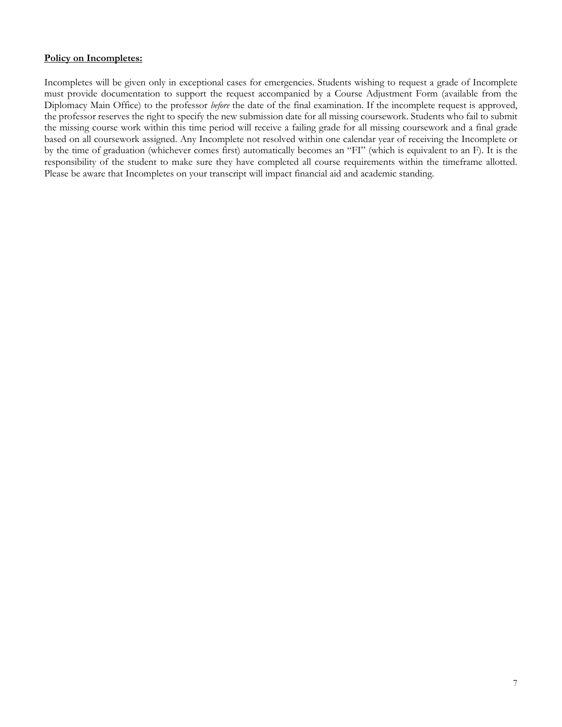**Policy on Incompletes:**

Incompletes will be given only in exceptional cases for emergencies. Students wishing to request a grade of Incomplete must provide documentation to support the request accompanied by a Course Adjustment Form (available from the Diplomacy Main Office) to the professor *before* the date of the final examination. If the incomplete request is approved, the professor reserves the right to specify the new submission date for all missing coursework. Students who fail to submit the missing course work within this time period will receive a failing grade for all missing coursework and a final grade based on all coursework assigned. Any Incomplete not resolved within one calendar year of receiving the Incomplete or by the time of graduation (whichever comes first) automatically becomes an "FI" (which is equivalent to an F). It is the responsibility of the student to make sure they have completed all course requirements within the timeframe allotted. Please be aware that Incompletes on your transcript will impact financial aid and academic standing.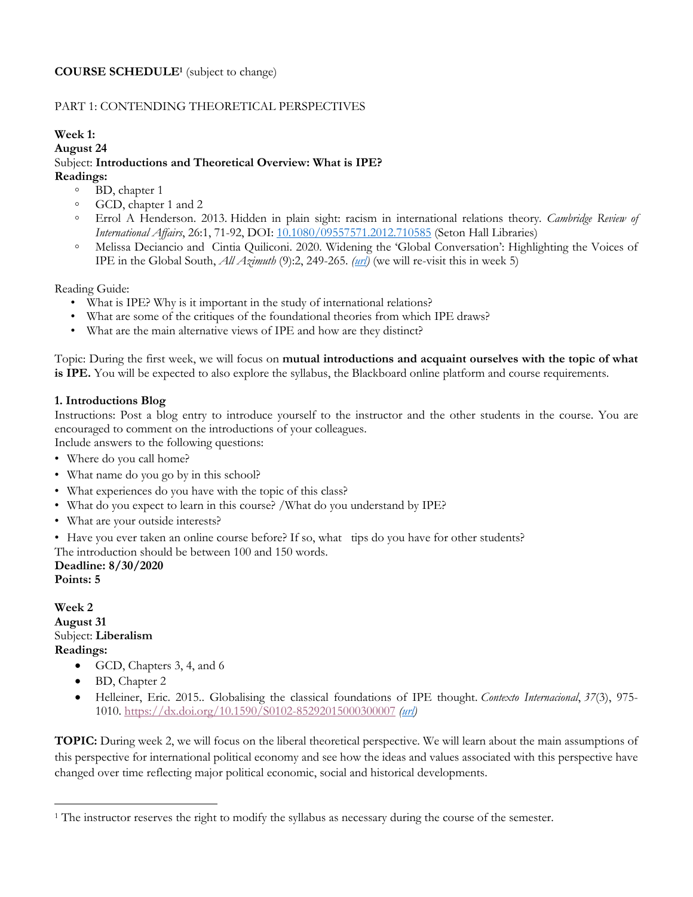**COURSE SCHEDULE**[1] (subject to change)

PART 1: CONTENDING THEORETICAL PERSPECTIVES

**Week 1:**
**August 24**
Subject: **Introductions and Theoretical Overview: What is IPE?**
**Readings:**

- BD, chapter 1
- GCD, chapter 1 and 2
- Errol A Henderson. 2013. Hidden in plain sight: racism in international relations theory. *Cambridge Review of International Affairs*, 26:1, 71-92, DOI: 10.1080/09557571.2012.710585 (Seton Hall Libraries)
- Melissa Deciancio and Cintia Quiliconi. 2020. Widening the 'Global Conversation': Highlighting the Voices of IPE in the Global South, *All Azimuth* (9):2, 249-265. *(url)* (we will re-visit this in week 5)

Reading Guide:

- What is IPE? Why is it important in the study of international relations?
- What are some of the critiques of the foundational theories from which IPE draws?
- What are the main alternative views of IPE and how are they distinct?

Topic: During the first week, we will focus on **mutual introductions and acquaint ourselves with the topic of what is IPE.** You will be expected to also explore the syllabus, the Blackboard online platform and course requirements.

**1. Introductions Blog**
Instructions: Post a blog entry to introduce yourself to the instructor and the other students in the course. You are encouraged to comment on the introductions of your colleagues.
Include answers to the following questions:

- Where do you call home?
- What name do you go by in this school?
- What experiences do you have with the topic of this class?
- What do you expect to learn in this course? /What do you understand by IPE?
- What are your outside interests?
- Have you ever taken an online course before? If so, what tips do you have for other students?

The introduction should be between 100 and 150 words.
**Deadline: 8/30/2020**
**Points: 5**

**Week 2**
**August 31**
Subject: **Liberalism**
**Readings:**

- GCD, Chapters 3, 4, and 6
- BD, Chapter 2
- Helleiner, Eric. 2015.. Globalising the classical foundations of IPE thought. *Contexto Internacional*, *37*(3), 975-1010. https://dx.doi.org/10.1590/S0102-85292015000300007 *(url)*

**TOPIC:** During week 2, we will focus on the liberal theoretical perspective. We will learn about the main assumptions of this perspective for international political economy and see how the ideas and values associated with this perspective have changed over time reflecting major political economic, social and historical developments.

[1] The instructor reserves the right to modify the syllabus as necessary during the course of the semester.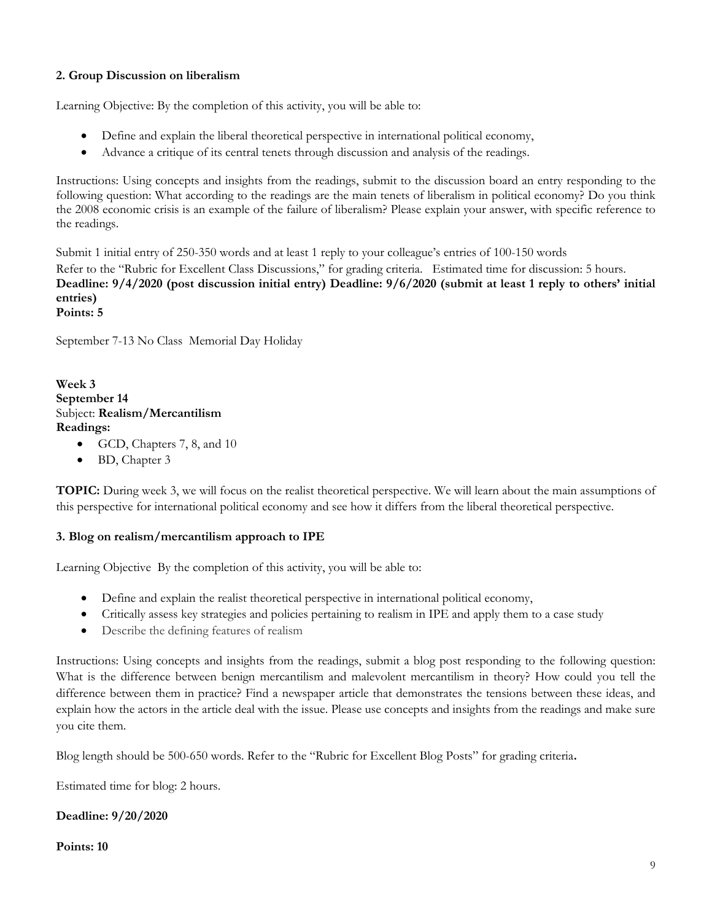### 2. Group Discussion on liberalism

Learning Objective: By the completion of this activity, you will be able to:

- Define and explain the liberal theoretical perspective in international political economy,
- Advance a critique of its central tenets through discussion and analysis of the readings.

Instructions: Using concepts and insights from the readings, submit to the discussion board an entry responding to the following question: What according to the readings are the main tenets of liberalism in political economy? Do you think the 2008 economic crisis is an example of the failure of liberalism? Please explain your answer, with specific reference to the readings.

Submit 1 initial entry of 250-350 words and at least 1 reply to your colleague's entries of 100-150 words
Refer to the "Rubric for Excellent Class Discussions," for grading criteria. Estimated time for discussion: 5 hours.
**Deadline: 9/4/2020 (post discussion initial entry) Deadline: 9/6/2020 (submit at least 1 reply to others' initial entries)**
**Points: 5**

September 7-13 No Class Memorial Day Holiday

**Week 3**
**September 14**
Subject: **Realism/Mercantilism**
**Readings:**

- GCD, Chapters 7, 8, and 10
- BD, Chapter 3

**TOPIC:** During week 3, we will focus on the realist theoretical perspective. We will learn about the main assumptions of this perspective for international political economy and see how it differs from the liberal theoretical perspective.

### 3. Blog on realism/mercantilism approach to IPE

Learning Objective By the completion of this activity, you will be able to:

- Define and explain the realist theoretical perspective in international political economy,
- Critically assess key strategies and policies pertaining to realism in IPE and apply them to a case study
- Describe the defining features of realism

Instructions: Using concepts and insights from the readings, submit a blog post responding to the following question: What is the difference between benign mercantilism and malevolent mercantilism in theory? How could you tell the difference between them in practice? Find a newspaper article that demonstrates the tensions between these ideas, and explain how the actors in the article deal with the issue. Please use concepts and insights from the readings and make sure you cite them.

Blog length should be 500-650 words. Refer to the "Rubric for Excellent Blog Posts" for grading criteria**.**

Estimated time for blog: 2 hours.

**Deadline: 9/20/2020**

**Points: 10**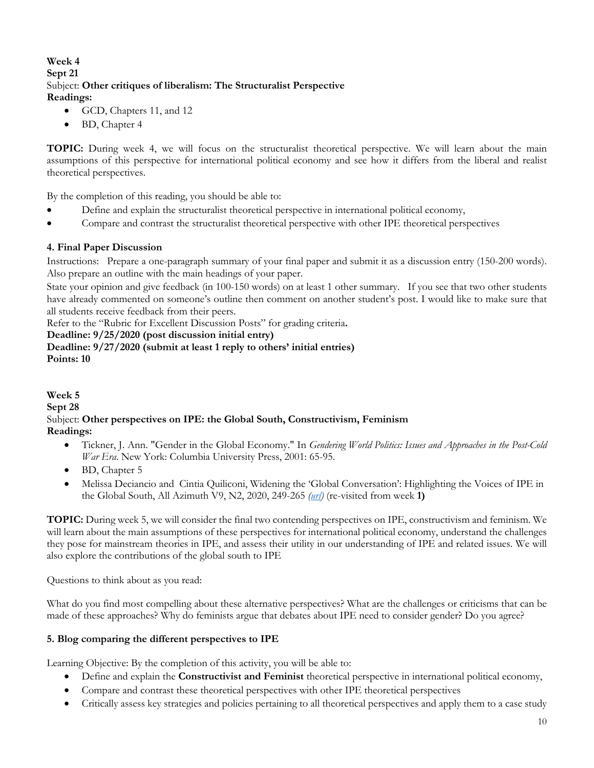**Week 4**
**Sept 21**
Subject: **Other critiques of liberalism: The Structuralist Perspective**
**Readings:**

- GCD, Chapters 11, and 12
- BD, Chapter 4

**TOPIC:** During week 4, we will focus on the structuralist theoretical perspective. We will learn about the main assumptions of this perspective for international political economy and see how it differs from the liberal and realist theoretical perspectives.

By the completion of this reading, you should be able to:

- Define and explain the structuralist theoretical perspective in international political economy,
- Compare and contrast the structuralist theoretical perspective with other IPE theoretical perspectives

### 4. Final Paper Discussion

Instructions: Prepare a one-paragraph summary of your final paper and submit it as a discussion entry (150-200 words). Also prepare an outline with the main headings of your paper.

State your opinion and give feedback (in 100-150 words) on at least 1 other summary. If you see that two other students have already commented on someone's outline then comment on another student's post. I would like to make sure that all students receive feedback from their peers.

Refer to the "Rubric for Excellent Discussion Posts" for grading criteria**.**

**Deadline: 9/25/2020 (post discussion initial entry)**
**Deadline: 9/27/2020 (submit at least 1 reply to others' initial entries)**
**Points: 10**

**Week 5**
**Sept 28**
Subject: **Other perspectives on IPE: the Global South, Constructivism, Feminism**
**Readings:**

- Tickner, J. Ann. "Gender in the Global Economy." In *Gendering World Politics: Issues and Approaches in the Post-Cold War Era.* New York: Columbia University Press, 2001: 65-95.
- BD, Chapter 5
- Melissa Deciancio and Cintia Quiliconi, Widening the 'Global Conversation': Highlighting the Voices of IPE in the Global South, All Azimuth V9, N2, 2020, 249-265 *(url)* (re-visited from week **1)**

**TOPIC:** During week 5, we will consider the final two contending perspectives on IPE, constructivism and feminism. We will learn about the main assumptions of these perspectives for international political economy, understand the challenges they pose for mainstream theories in IPE, and assess their utility in our understanding of IPE and related issues. We will also explore the contributions of the global south to IPE

Questions to think about as you read:

What do you find most compelling about these alternative perspectives? What are the challenges or criticisms that can be made of these approaches? Why do feminists argue that debates about IPE need to consider gender? Do you agree?

### 5. Blog comparing the different perspectives to IPE

Learning Objective: By the completion of this activity, you will be able to:

- Define and explain the **Constructivist and Feminist** theoretical perspective in international political economy,
- Compare and contrast these theoretical perspectives with other IPE theoretical perspectives
- Critically assess key strategies and policies pertaining to all theoretical perspectives and apply them to a case study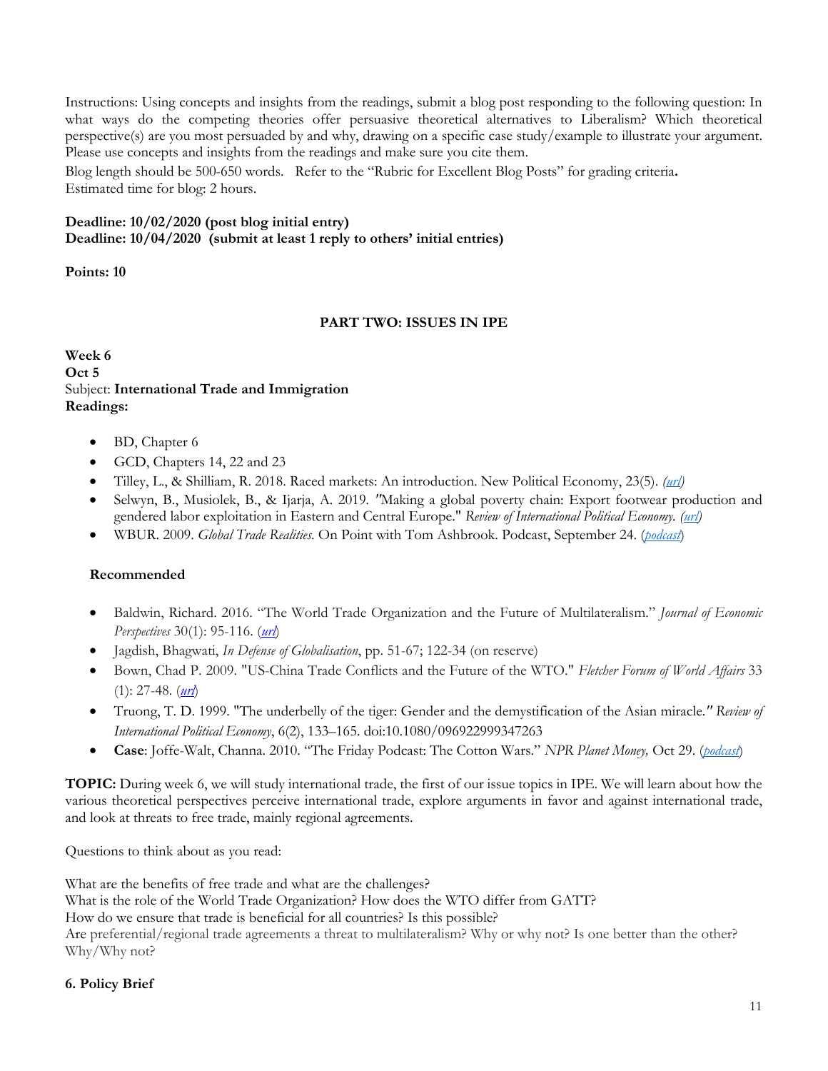Instructions: Using concepts and insights from the readings, submit a blog post responding to the following question: In what ways do the competing theories offer persuasive theoretical alternatives to Liberalism? Which theoretical perspective(s) are you most persuaded by and why, drawing on a specific case study/example to illustrate your argument. Please use concepts and insights from the readings and make sure you cite them.

Blog length should be 500-650 words. Refer to the "Rubric for Excellent Blog Posts" for grading criteria**.**
Estimated time for blog: 2 hours.

**Deadline: 10/02/2020 (post blog initial entry)**
**Deadline: 10/04/2020 (submit at least 1 reply to others' initial entries)**

**Points: 10**

## PART TWO: ISSUES IN IPE

**Week 6**
**Oct 5**
Subject: **International Trade and Immigration**
**Readings:**

- BD, Chapter 6
- GCD, Chapters 14, 22 and 23
- Tilley, L., & Shilliam, R. 2018. Raced markets: An introduction. New Political Economy, 23(5). *(url)*
- Selwyn, B., Musiolek, B., & Ijarja, A. 2019. *"*Making a global poverty chain: Export footwear production and gendered labor exploitation in Eastern and Central Europe." *Review of International Political Economy. (url)*
- WBUR. 2009. *Global Trade Realities.* On Point with Tom Ashbrook. Podcast, September 24. (*podcast*)

**Recommended**

- Baldwin, Richard. 2016. "The World Trade Organization and the Future of Multilateralism." *Journal of Economic Perspectives* 30(1): 95-116. (*url*)
- Jagdish, Bhagwati, *In Defense of Globalisation*, pp. 51-67; 122-34 (on reserve)
- Bown, Chad P. 2009. "US-China Trade Conflicts and the Future of the WTO." *Fletcher Forum of World Affairs* 33 (1): 27-48. (*url*)
- Truong, T. D. 1999. "The underbelly of the tiger: Gender and the demystification of the Asian miracle*." Review of International Political Economy*, 6(2), 133–165. doi:10.1080/096922999347263
- **Case**: Joffe-Walt, Channa. 2010. "The Friday Podcast: The Cotton Wars." *NPR Planet Money,* Oct 29. (*podcast*)

**TOPIC:** During week 6, we will study international trade, the first of our issue topics in IPE. We will learn about how the various theoretical perspectives perceive international trade, explore arguments in favor and against international trade, and look at threats to free trade, mainly regional agreements.

Questions to think about as you read:

What are the benefits of free trade and what are the challenges?
What is the role of the World Trade Organization? How does the WTO differ from GATT?
How do we ensure that trade is beneficial for all countries? Is this possible?
Are preferential/regional trade agreements a threat to multilateralism? Why or why not? Is one better than the other? Why/Why not?

**6. Policy Brief**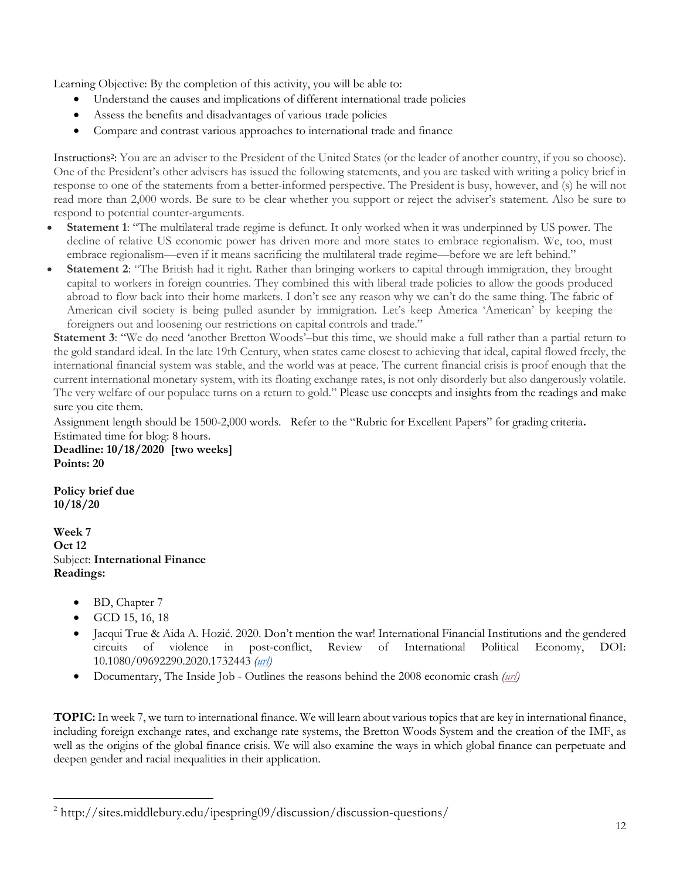Learning Objective: By the completion of this activity, you will be able to:

- Understand the causes and implications of different international trade policies
- Assess the benefits and disadvantages of various trade policies
- Compare and contrast various approaches to international trade and finance

Instructions[2]: You are an adviser to the President of the United States (or the leader of another country, if you so choose). One of the President's other advisers has issued the following statements, and you are tasked with writing a policy brief in response to one of the statements from a better-informed perspective. The President is busy, however, and (s) he will not read more than 2,000 words. Be sure to be clear whether you support or reject the adviser's statement. Also be sure to respond to potential counter-arguments.

- **Statement 1**: "The multilateral trade regime is defunct. It only worked when it was underpinned by US power. The decline of relative US economic power has driven more and more states to embrace regionalism. We, too, must embrace regionalism—even if it means sacrificing the multilateral trade regime—before we are left behind."
- **Statement 2**: "The British had it right. Rather than bringing workers to capital through immigration, they brought capital to workers in foreign countries. They combined this with liberal trade policies to allow the goods produced abroad to flow back into their home markets. I don't see any reason why we can't do the same thing. The fabric of American civil society is being pulled asunder by immigration. Let's keep America 'American' by keeping the foreigners out and loosening our restrictions on capital controls and trade."

**Statement 3**: "We do need 'another Bretton Woods'–but this time, we should make a full rather than a partial return to the gold standard ideal. In the late 19th Century, when states came closest to achieving that ideal, capital flowed freely, the international financial system was stable, and the world was at peace. The current financial crisis is proof enough that the current international monetary system, with its floating exchange rates, is not only disorderly but also dangerously volatile. The very welfare of our populace turns on a return to gold." Please use concepts and insights from the readings and make sure you cite them.

Assignment length should be 1500-2,000 words. Refer to the "Rubric for Excellent Papers" for grading criteria**.**
Estimated time for blog: 8 hours.
**Deadline: 10/18/2020 [two weeks]**
**Points: 20**

**Policy brief due**
**10/18/20**

**Week 7**
**Oct 12**
Subject: **International Finance**
**Readings:**

- BD, Chapter 7
- GCD 15, 16, 18
- Jacqui True & Aida A. Hozić. 2020. Don't mention the war! International Financial Institutions and the gendered circuits of violence in post-conflict, Review of International Political Economy, DOI: 10.1080/09692290.2020.1732443 *(url)*
- Documentary, The Inside Job - Outlines the reasons behind the 2008 economic crash *(url)*

**TOPIC:** In week 7, we turn to international finance. We will learn about various topics that are key in international finance, including foreign exchange rates, and exchange rate systems, the Bretton Woods System and the creation of the IMF, as well as the origins of the global finance crisis. We will also examine the ways in which global finance can perpetuate and deepen gender and racial inequalities in their application.

[2] http://sites.middlebury.edu/ipespring09/discussion/discussion-questions/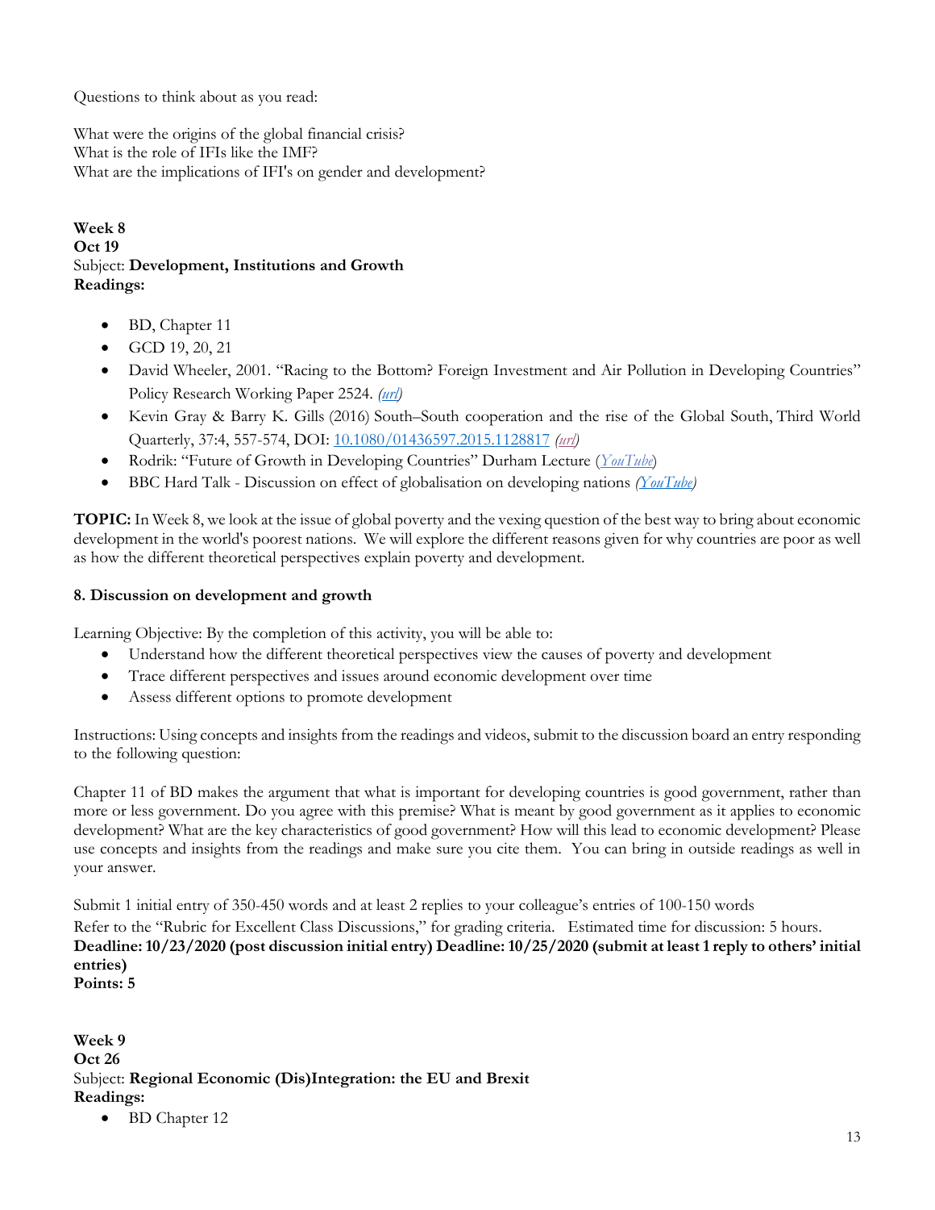Questions to think about as you read:

What were the origins of the global financial crisis?
What is the role of IFIs like the IMF?
What are the implications of IFI's on gender and development?

**Week 8**
**Oct 19**
Subject: **Development, Institutions and Growth**
**Readings:**

- BD, Chapter 11
- GCD 19, 20, 21
- David Wheeler, 2001. "Racing to the Bottom? Foreign Investment and Air Pollution in Developing Countries" Policy Research Working Paper 2524. *(url)*
- Kevin Gray & Barry K. Gills (2016) South–South cooperation and the rise of the Global South, Third World Quarterly, 37:4, 557-574, DOI: 10.1080/01436597.2015.1128817 *(url)*
- Rodrik: "Future of Growth in Developing Countries" Durham Lecture (*YouTube*)
- BBC Hard Talk - Discussion on effect of globalisation on developing nations *(YouTube)*

**TOPIC:** In Week 8, we look at the issue of global poverty and the vexing question of the best way to bring about economic development in the world's poorest nations. We will explore the different reasons given for why countries are poor as well as how the different theoretical perspectives explain poverty and development.

**8. Discussion on development and growth**

Learning Objective: By the completion of this activity, you will be able to:

- Understand how the different theoretical perspectives view the causes of poverty and development
- Trace different perspectives and issues around economic development over time
- Assess different options to promote development

Instructions: Using concepts and insights from the readings and videos, submit to the discussion board an entry responding to the following question:

Chapter 11 of BD makes the argument that what is important for developing countries is good government, rather than more or less government. Do you agree with this premise? What is meant by good government as it applies to economic development? What are the key characteristics of good government? How will this lead to economic development? Please use concepts and insights from the readings and make sure you cite them. You can bring in outside readings as well in your answer.

Submit 1 initial entry of 350-450 words and at least 2 replies to your colleague's entries of 100-150 words
Refer to the "Rubric for Excellent Class Discussions," for grading criteria. Estimated time for discussion: 5 hours.
**Deadline: 10/23/2020 (post discussion initial entry) Deadline: 10/25/2020 (submit at least 1 reply to others' initial entries)**
**Points: 5**

**Week 9**
**Oct 26**
Subject: **Regional Economic (Dis)Integration: the EU and Brexit**
**Readings:**

- BD Chapter 12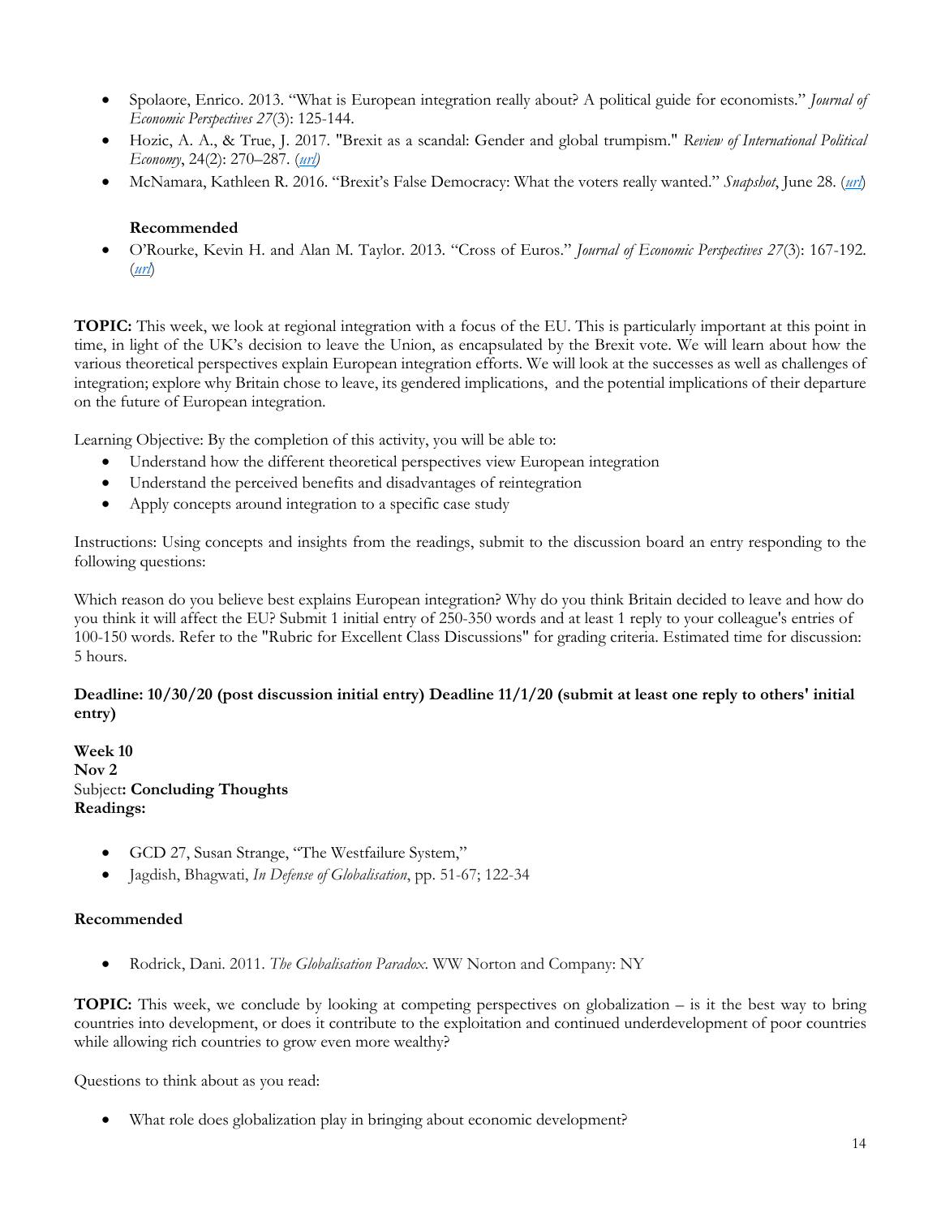- Spolaore, Enrico. 2013. "What is European integration really about? A political guide for economists." *Journal of Economic Perspectives 27*(3): 125-144.
- Hozic, A. A., & True, J. 2017. "Brexit as a scandal: Gender and global trumpism." *Review of International Political Economy*, 24(2): 270–287. (*url*)
- McNamara, Kathleen R. 2016. "Brexit's False Democracy: What the voters really wanted." *Snapshot*, June 28. (*url*)

**Recommended**

- O'Rourke, Kevin H. and Alan M. Taylor. 2013. "Cross of Euros." *Journal of Economic Perspectives 27*(3): 167-192. (*url*)

**TOPIC:** This week, we look at regional integration with a focus of the EU. This is particularly important at this point in time, in light of the UK's decision to leave the Union, as encapsulated by the Brexit vote. We will learn about how the various theoretical perspectives explain European integration efforts. We will look at the successes as well as challenges of integration; explore why Britain chose to leave, its gendered implications, and the potential implications of their departure on the future of European integration.

Learning Objective: By the completion of this activity, you will be able to:

- Understand how the different theoretical perspectives view European integration
- Understand the perceived benefits and disadvantages of reintegration
- Apply concepts around integration to a specific case study

Instructions: Using concepts and insights from the readings, submit to the discussion board an entry responding to the following questions:

Which reason do you believe best explains European integration? Why do you think Britain decided to leave and how do you think it will affect the EU? Submit 1 initial entry of 250-350 words and at least 1 reply to your colleague's entries of 100-150 words. Refer to the "Rubric for Excellent Class Discussions" for grading criteria. Estimated time for discussion: 5 hours.

**Deadline: 10/30/20 (post discussion initial entry) Deadline 11/1/20 (submit at least one reply to others' initial entry)**

**Week 10**
**Nov 2**
Subject**: Concluding Thoughts**
**Readings:**

- GCD 27, Susan Strange, "The Westfailure System,"
- Jagdish, Bhagwati, *In Defense of Globalisation*, pp. 51-67; 122-34

**Recommended**

- Rodrick, Dani. 2011. *The Globalisation Paradox*. WW Norton and Company: NY

**TOPIC:** This week, we conclude by looking at competing perspectives on globalization – is it the best way to bring countries into development, or does it contribute to the exploitation and continued underdevelopment of poor countries while allowing rich countries to grow even more wealthy?

Questions to think about as you read:

- What role does globalization play in bringing about economic development?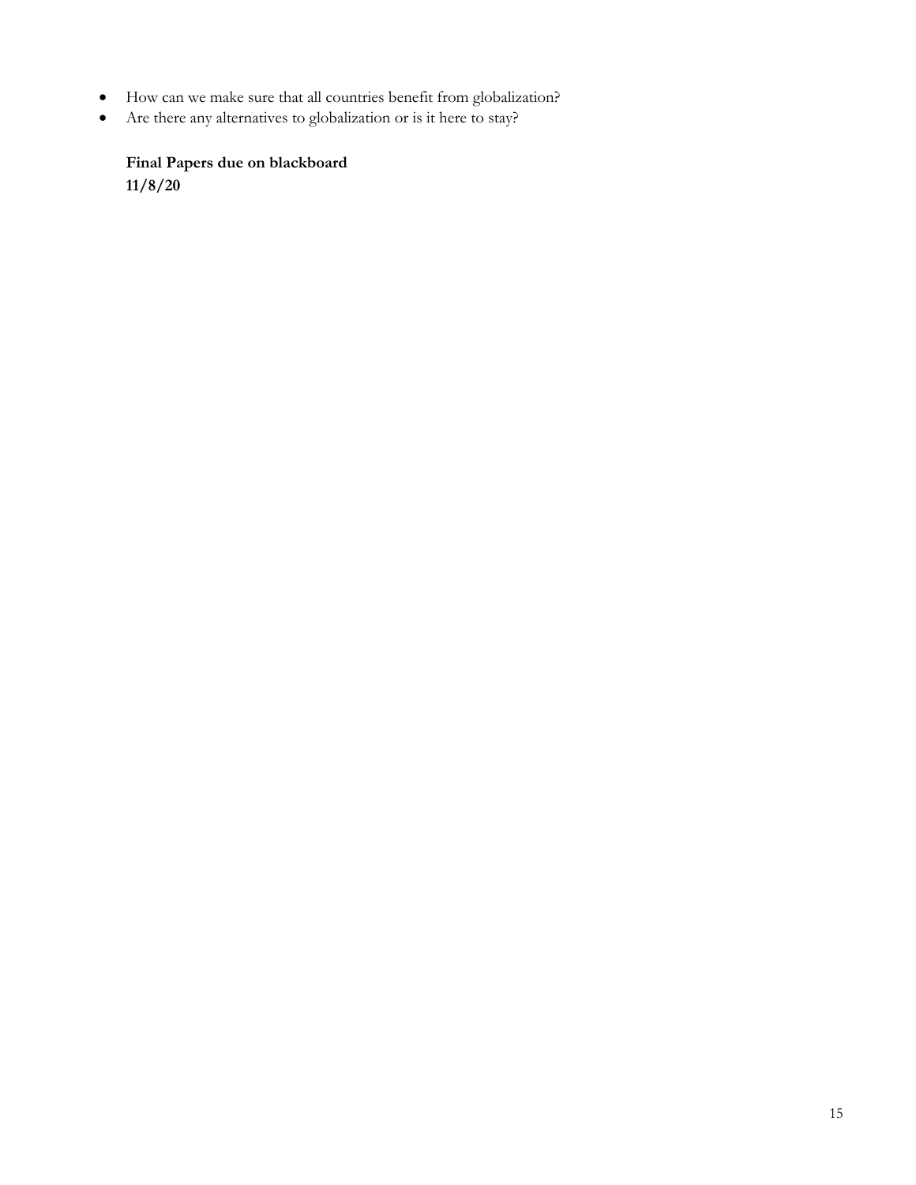- How can we make sure that all countries benefit from globalization?
- Are there any alternatives to globalization or is it here to stay?

**Final Papers due on blackboard**
**11/8/20**